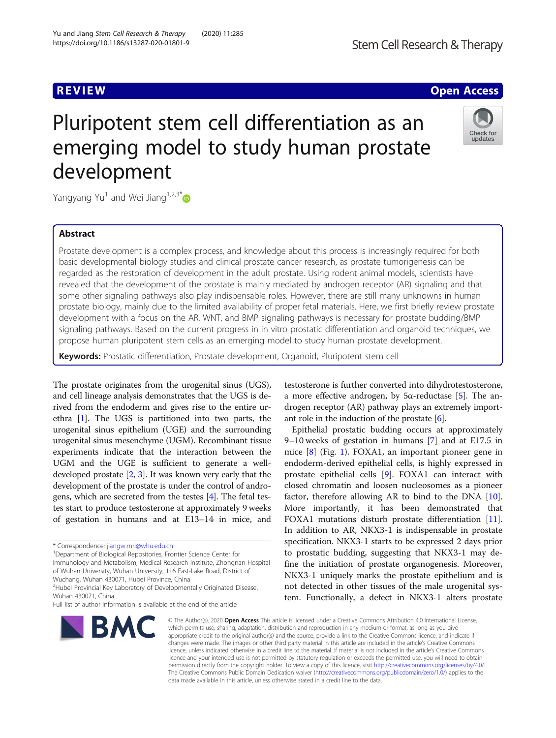REVIEW

Open Access

# Pluripotent stem cell differentiation as an emerging model to study human prostate development

Yangyang Yu[1] and Wei Jiang[1,2,3*]

## Abstract

Prostate development is a complex process, and knowledge about this process is increasingly required for both basic developmental biology studies and clinical prostate cancer research, as prostate tumorigenesis can be regarded as the restoration of development in the adult prostate. Using rodent animal models, scientists have revealed that the development of the prostate is mainly mediated by androgen receptor (AR) signaling and that some other signaling pathways also play indispensable roles. However, there are still many unknowns in human prostate biology, mainly due to the limited availability of proper fetal materials. Here, we first briefly review prostate development with a focus on the AR, WNT, and BMP signaling pathways is necessary for prostate budding/BMP signaling pathways. Based on the current progress in in vitro prostatic differentiation and organoid techniques, we propose human pluripotent stem cells as an emerging model to study human prostate development.

**Keywords:** Prostatic differentiation, Prostate development, Organoid, Pluripotent stem cell

The prostate originates from the urogenital sinus (UGS), and cell lineage analysis demonstrates that the UGS is derived from the endoderm and gives rise to the entire urethra [1]. The UGS is partitioned into two parts, the urogenital sinus epithelium (UGE) and the surrounding urogenital sinus mesenchyme (UGM). Recombinant tissue experiments indicate that the interaction between the UGM and the UGE is sufficient to generate a well-developed prostate [2, 3]. It was known very early that the development of the prostate is under the control of androgens, which are secreted from the testes [4]. The fetal testes start to produce testosterone at approximately 9 weeks of gestation in humans and at E13–14 in mice, and testosterone is further converted into dihydrotestosterone, a more effective androgen, by 5α-reductase [5]. The androgen receptor (AR) pathway plays an extremely important role in the induction of the prostate [6].

Epithelial prostatic budding occurs at approximately 9–10 weeks of gestation in humans [7] and at E17.5 in mice [8] (Fig. 1). FOXA1, an important pioneer gene in endoderm-derived epithelial cells, is highly expressed in prostate epithelial cells [9]. FOXA1 can interact with closed chromatin and loosen nucleosomes as a pioneer factor, therefore allowing AR to bind to the DNA [10]. More importantly, it has been demonstrated that FOXA1 mutations disturb prostate differentiation [11]. In addition to AR, NKX3-1 is indispensable in prostate specification. NKX3-1 starts to be expressed 2 days prior to prostatic budding, suggesting that NKX3-1 may define the initiation of prostate organogenesis. Moreover, NKX3-1 uniquely marks the prostate epithelium and is not detected in other tissues of the male urogenital system. Functionally, a defect in NKX3-1 alters prostate

* Correspondence: jiangw.mri@whu.edu.cn

[1]Department of Biological Repositories, Frontier Science Center for Immunology and Metabolism, Medical Research Institute, Zhongnan Hospital of Wuhan University, Wuhan University, 116 East-Lake Road, District of Wuchang, Wuhan 430071, Hubei Province, China

[2]Hubei Provincial Key Laboratory of Developmentally Originated Disease, Wuhan 430071, China

Full list of author information is available at the end of the article

© The Author(s). 2020 **Open Access** This article is licensed under a Creative Commons Attribution 4.0 International License, which permits use, sharing, adaptation, distribution and reproduction in any medium or format, as long as you give appropriate credit to the original author(s) and the source, provide a link to the Creative Commons licence, and indicate if changes were made. The images or other third party material in this article are included in the article's Creative Commons licence, unless indicated otherwise in a credit line to the material. If material is not included in the article's Creative Commons licence and your intended use is not permitted by statutory regulation or exceeds the permitted use, you will need to obtain permission directly from the copyright holder. To view a copy of this licence, visit http://creativecommons.org/licenses/by/4.0/. The Creative Commons Public Domain Dedication waiver (http://creativecommons.org/publicdomain/zero/1.0/) applies to the data made available in this article, unless otherwise stated in a credit line to the data.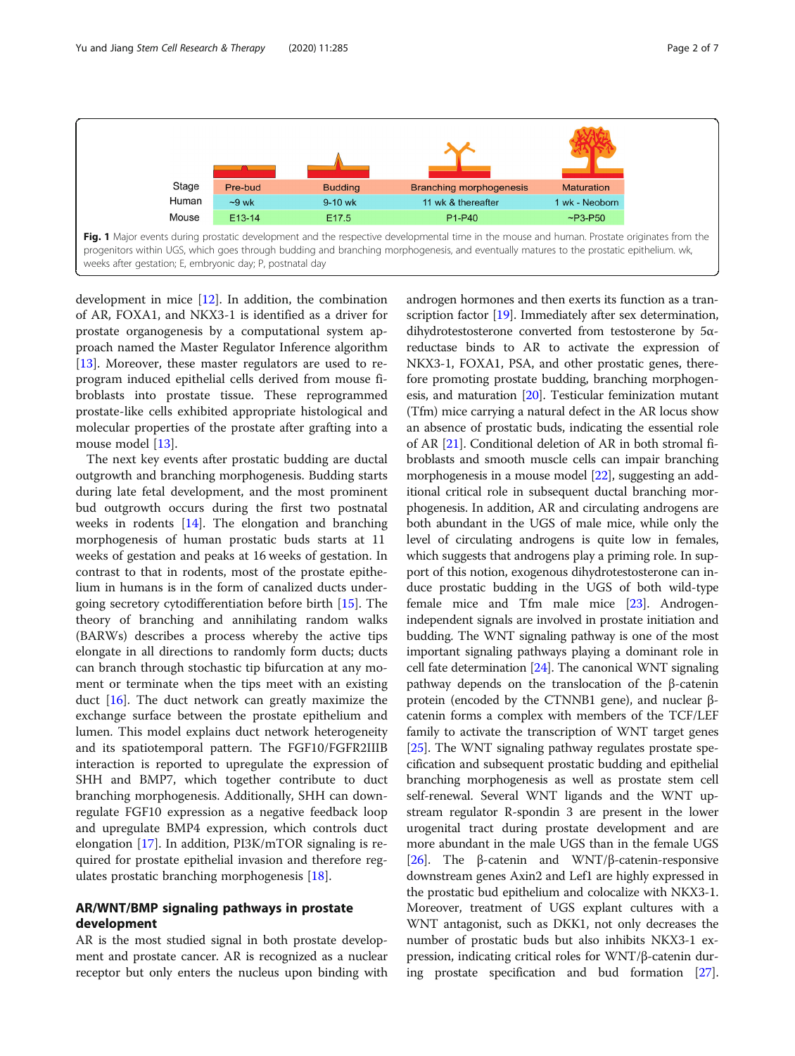| Stage | Pre-bud | Budding | Branching morphogenesis | Maturation |
|---|---|---|---|---|
| Human | ~9 wk | 9-10 wk | 11 wk & thereafter | 1 wk - Neoborn |
| Mouse | E13-14 | E17.5 | P1-P40 | ~P3-P50 |

**Fig. 1** Major events during prostatic development and the respective developmental time in the mouse and human. Prostate originates from the progenitors within UGS, which goes through budding and branching morphogenesis, and eventually matures to the prostatic epithelium. wk, weeks after gestation; E, embryonic day; P, postnatal day

development in mice [12]. In addition, the combination of AR, FOXA1, and NKX3-1 is identified as a driver for prostate organogenesis by a computational system approach named the Master Regulator Inference algorithm [13]. Moreover, these master regulators are used to reprogram induced epithelial cells derived from mouse fibroblasts into prostate tissue. These reprogrammed prostate-like cells exhibited appropriate histological and molecular properties of the prostate after grafting into a mouse model [13].

The next key events after prostatic budding are ductal outgrowth and branching morphogenesis. Budding starts during late fetal development, and the most prominent bud outgrowth occurs during the first two postnatal weeks in rodents [14]. The elongation and branching morphogenesis of human prostatic buds starts at 11 weeks of gestation and peaks at 16 weeks of gestation. In contrast to that in rodents, most of the prostate epithelium in humans is in the form of canalized ducts undergoing secretory cytodifferentiation before birth [15]. The theory of branching and annihilating random walks (BARWs) describes a process whereby the active tips elongate in all directions to randomly form ducts; ducts can branch through stochastic tip bifurcation at any moment or terminate when the tips meet with an existing duct [16]. The duct network can greatly maximize the exchange surface between the prostate epithelium and lumen. This model explains duct network heterogeneity and its spatiotemporal pattern. The FGF10/FGFR2IIIB interaction is reported to upregulate the expression of SHH and BMP7, which together contribute to duct branching morphogenesis. Additionally, SHH can downregulate FGF10 expression as a negative feedback loop and upregulate BMP4 expression, which controls duct elongation [17]. In addition, PI3K/mTOR signaling is required for prostate epithelial invasion and therefore regulates prostatic branching morphogenesis [18].

## AR/WNT/BMP signaling pathways in prostate development

AR is the most studied signal in both prostate development and prostate cancer. AR is recognized as a nuclear receptor but only enters the nucleus upon binding with androgen hormones and then exerts its function as a transcription factor [19]. Immediately after sex determination, dihydrotestosterone converted from testosterone by 5α-reductase binds to AR to activate the expression of NKX3-1, FOXA1, PSA, and other prostatic genes, therefore promoting prostate budding, branching morphogenesis, and maturation [20]. Testicular feminization mutant (Tfm) mice carrying a natural defect in the AR locus show an absence of prostatic buds, indicating the essential role of AR [21]. Conditional deletion of AR in both stromal fibroblasts and smooth muscle cells can impair branching morphogenesis in a mouse model [22], suggesting an additional critical role in subsequent ductal branching morphogenesis. In addition, AR and circulating androgens are both abundant in the UGS of male mice, while only the level of circulating androgens is quite low in females, which suggests that androgens play a priming role. In support of this notion, exogenous dihydrotestosterone can induce prostatic budding in the UGS of both wild-type female mice and Tfm male mice [23]. Androgen-independent signals are involved in prostate initiation and budding. The WNT signaling pathway is one of the most important signaling pathways playing a dominant role in cell fate determination [24]. The canonical WNT signaling pathway depends on the translocation of the β-catenin protein (encoded by the CTNNB1 gene), and nuclear β-catenin forms a complex with members of the TCF/LEF family to activate the transcription of WNT target genes [25]. The WNT signaling pathway regulates prostate specification and subsequent prostatic budding and epithelial branching morphogenesis as well as prostate stem cell self-renewal. Several WNT ligands and the WNT upstream regulator R-spondin 3 are present in the lower urogenital tract during prostate development and are more abundant in the male UGS than in the female UGS [26]. The β-catenin and WNT/β-catenin-responsive downstream genes Axin2 and Lef1 are highly expressed in the prostatic bud epithelium and colocalize with NKX3-1. Moreover, treatment of UGS explant cultures with a WNT antagonist, such as DKK1, not only decreases the number of prostatic buds but also inhibits NKX3-1 expression, indicating critical roles for WNT/β-catenin during prostate specification and bud formation [27].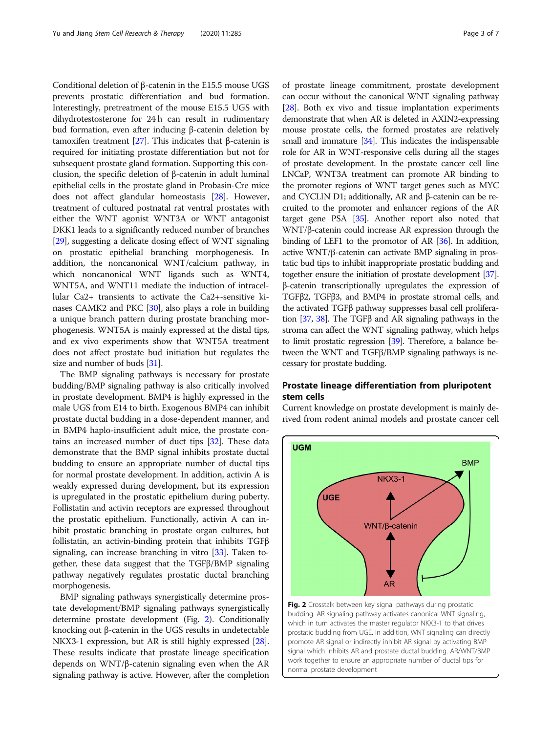Conditional deletion of β-catenin in the E15.5 mouse UGS prevents prostatic differentiation and bud formation. Interestingly, pretreatment of the mouse E15.5 UGS with dihydrotestosterone for 24 h can result in rudimentary bud formation, even after inducing β-catenin deletion by tamoxifen treatment [27]. This indicates that β-catenin is required for initiating prostate differentiation but not for subsequent prostate gland formation. Supporting this conclusion, the specific deletion of β-catenin in adult luminal epithelial cells in the prostate gland in Probasin-Cre mice does not affect glandular homeostasis [28]. However, treatment of cultured postnatal rat ventral prostates with either the WNT agonist WNT3A or WNT antagonist DKK1 leads to a significantly reduced number of branches [29], suggesting a delicate dosing effect of WNT signaling on prostatic epithelial branching morphogenesis. In addition, the noncanonical WNT/calcium pathway, in which noncanonical WNT ligands such as WNT4, WNT5A, and WNT11 mediate the induction of intracellular Ca2+ transients to activate the Ca2+-sensitive kinases CAMK2 and PKC [30], also plays a role in building a unique branch pattern during prostate branching morphogenesis. WNT5A is mainly expressed at the distal tips, and ex vivo experiments show that WNT5A treatment does not affect prostate bud initiation but regulates the size and number of buds [31].

The BMP signaling pathways is necessary for prostate budding/BMP signaling pathway is also critically involved in prostate development. BMP4 is highly expressed in the male UGS from E14 to birth. Exogenous BMP4 can inhibit prostate ductal budding in a dose-dependent manner, and in BMP4 haplo-insufficient adult mice, the prostate contains an increased number of duct tips [32]. These data demonstrate that the BMP signal inhibits prostate ductal budding to ensure an appropriate number of ductal tips for normal prostate development. In addition, activin A is weakly expressed during development, but its expression is upregulated in the prostatic epithelium during puberty. Follistatin and activin receptors are expressed throughout the prostatic epithelium. Functionally, activin A can inhibit prostatic branching in prostate organ cultures, but follistatin, an activin-binding protein that inhibits TGFβ signaling, can increase branching in vitro [33]. Taken together, these data suggest that the TGFβ/BMP signaling pathway negatively regulates prostatic ductal branching morphogenesis.

BMP signaling pathways synergistically determine prostate development/BMP signaling pathways synergistically determine prostate development (Fig. 2). Conditionally knocking out β-catenin in the UGS results in undetectable NKX3-1 expression, but AR is still highly expressed [28]. These results indicate that prostate lineage specification depends on WNT/β-catenin signaling even when the AR signaling pathway is active. However, after the completion of prostate lineage commitment, prostate development can occur without the canonical WNT signaling pathway [28]. Both ex vivo and tissue implantation experiments demonstrate that when AR is deleted in AXIN2-expressing mouse prostate cells, the formed prostates are relatively small and immature [34]. This indicates the indispensable role for AR in WNT-responsive cells during all the stages of prostate development. In the prostate cancer cell line LNCaP, WNT3A treatment can promote AR binding to the promoter regions of WNT target genes such as MYC and CYCLIN D1; additionally, AR and β-catenin can be recruited to the promoter and enhancer regions of the AR target gene PSA [35]. Another report also noted that WNT/β-catenin could increase AR expression through the binding of LEF1 to the promotor of AR [36]. In addition, active WNT/β-catenin can activate BMP signaling in prostatic bud tips to inhibit inappropriate prostatic budding and together ensure the initiation of prostate development [37]. β-catenin transcriptionally upregulates the expression of TGFβ2, TGFβ3, and BMP4 in prostate stromal cells, and the activated TGFβ pathway suppresses basal cell proliferation [37, 38]. The TGFβ and AR signaling pathways in the stroma can affect the WNT signaling pathway, which helps to limit prostatic regression [39]. Therefore, a balance between the WNT and TGFβ/BMP signaling pathways is necessary for prostate budding.

## Prostate lineage differentiation from pluripotent stem cells

Current knowledge on prostate development is mainly derived from rodent animal models and prostate cancer cell

UGM
UGE
NKX3-1
BMP
WNT/β-catenin
AR

**Fig. 2** Crosstalk between key signal pathways during prostatic budding. AR signaling pathway activates canonical WNT signaling, which in turn activates the master regulator NKX3-1 to that drives prostatic budding from UGE. In addition, WNT signaling can directly promote AR signal or indirectly inhibit AR signal by activating BMP signal which inhibits AR and prostate ductal budding. AR/WNT/BMP work together to ensure an appropriate number of ductal tips for normal prostate development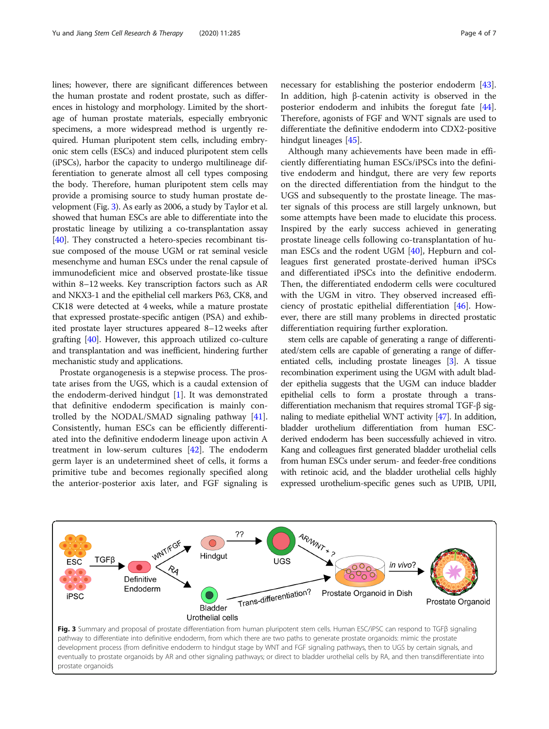lines; however, there are significant differences between the human prostate and rodent prostate, such as differences in histology and morphology. Limited by the shortage of human prostate materials, especially embryonic specimens, a more widespread method is urgently required. Human pluripotent stem cells, including embryonic stem cells (ESCs) and induced pluripotent stem cells (iPSCs), harbor the capacity to undergo multilineage differentiation to generate almost all cell types composing the body. Therefore, human pluripotent stem cells may provide a promising source to study human prostate development (Fig. 3). As early as 2006, a study by Taylor et al. showed that human ESCs are able to differentiate into the prostatic lineage by utilizing a co-transplantation assay [40]. They constructed a hetero-species recombinant tissue composed of the mouse UGM or rat seminal vesicle mesenchyme and human ESCs under the renal capsule of immunodeficient mice and observed prostate-like tissue within 8–12 weeks. Key transcription factors such as AR and NKX3-1 and the epithelial cell markers P63, CK8, and CK18 were detected at 4 weeks, while a mature prostate that expressed prostate-specific antigen (PSA) and exhibited prostate layer structures appeared 8–12 weeks after grafting [40]. However, this approach utilized co-culture and transplantation and was inefficient, hindering further mechanistic study and applications.

Prostate organogenesis is a stepwise process. The prostate arises from the UGS, which is a caudal extension of the endoderm-derived hindgut [1]. It was demonstrated that definitive endoderm specification is mainly controlled by the NODAL/SMAD signaling pathway [41]. Consistently, human ESCs can be efficiently differentiated into the definitive endoderm lineage upon activin A treatment in low-serum cultures [42]. The endoderm germ layer is an undetermined sheet of cells, it forms a primitive tube and becomes regionally specified along the anterior-posterior axis later, and FGF signaling is necessary for establishing the posterior endoderm [43]. In addition, high β-catenin activity is observed in the posterior endoderm and inhibits the foregut fate [44]. Therefore, agonists of FGF and WNT signals are used to differentiate the definitive endoderm into CDX2-positive hindgut lineages [45].

Although many achievements have been made in efficiently differentiating human ESCs/iPSCs into the definitive endoderm and hindgut, there are very few reports on the directed differentiation from the hindgut to the UGS and subsequently to the prostate lineage. The master signals of this process are still largely unknown, but some attempts have been made to elucidate this process. Inspired by the early success achieved in generating prostate lineage cells following co-transplantation of human ESCs and the rodent UGM [40], Hepburn and colleagues first generated prostate-derived human iPSCs and differentiated iPSCs into the definitive endoderm. Then, the differentiated endoderm cells were cocultured with the UGM in vitro. They observed increased efficiency of prostatic epithelial differentiation [46]. However, there are still many problems in directed prostatic differentiation requiring further exploration.

stem cells are capable of generating a range of differentiated/stem cells are capable of generating a range of differentiated cells, including prostate lineages [3]. A tissue recombination experiment using the UGM with adult bladder epithelia suggests that the UGM can induce bladder epithelial cells to form a prostate through a transdifferentiation mechanism that requires stromal TGF-β signaling to mediate epithelial WNT activity [47]. In addition, bladder urothelium differentiation from human ESC-derived endoderm has been successfully achieved in vitro. Kang and colleagues first generated bladder urothelial cells from human ESCs under serum- and feeder-free conditions with retinoic acid, and the bladder urothelial cells highly expressed urothelium-specific genes such as UPIB, UPII,

ESC
iPSC
TGFβ
Definitive Endoderm
WNT/FGF
RA
Hindgut
??
UGS
AR/WNT + ?
Bladder Urothelial cells
Trans-differentiation?
Prostate Organoid in Dish
in vivo?
Prostate Organoid

**Fig. 3** Summary and proposal of prostate differentiation from human pluripotent stem cells. Human ESC/iPSC can respond to TGFβ signaling pathway to differentiate into definitive endoderm, from which there are two paths to generate prostate organoids: mimic the prostate development process (from definitive endoderm to hindgut stage by WNT and FGF signaling pathways, then to UGS by certain signals, and eventually to prostate organoids by AR and other signaling pathways; or direct to bladder urothelial cells by RA, and then transdifferentiate into prostate organoids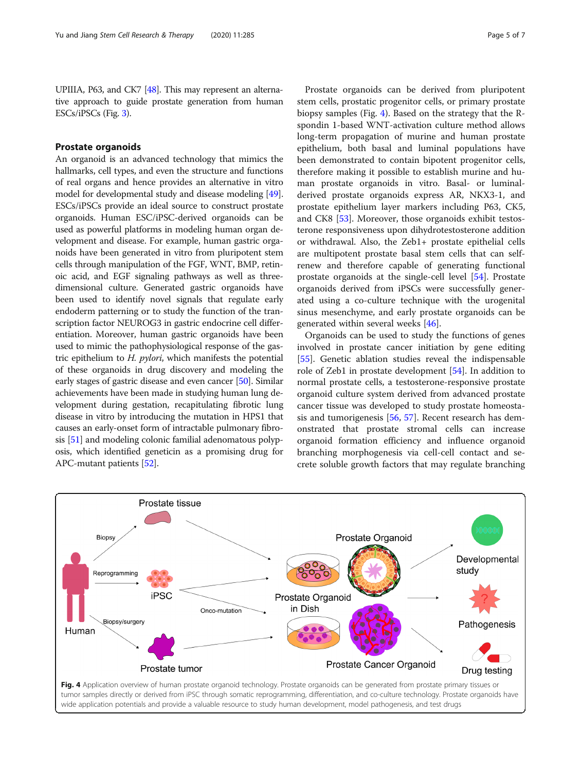UPIIIA, P63, and CK7 [48]. This may represent an alternative approach to guide prostate generation from human ESCs/iPSCs (Fig. 3).

## Prostate organoids

An organoid is an advanced technology that mimics the hallmarks, cell types, and even the structure and functions of real organs and hence provides an alternative in vitro model for developmental study and disease modeling [49]. ESCs/iPSCs provide an ideal source to construct prostate organoids. Human ESC/iPSC-derived organoids can be used as powerful platforms in modeling human organ development and disease. For example, human gastric organoids have been generated in vitro from pluripotent stem cells through manipulation of the FGF, WNT, BMP, retinoic acid, and EGF signaling pathways as well as three-dimensional culture. Generated gastric organoids have been used to identify novel signals that regulate early endoderm patterning or to study the function of the transcription factor NEUROG3 in gastric endocrine cell differentiation. Moreover, human gastric organoids have been used to mimic the pathophysiological response of the gastric epithelium to *H. pylori*, which manifests the potential of these organoids in drug discovery and modeling the early stages of gastric disease and even cancer [50]. Similar achievements have been made in studying human lung development during gestation, recapitulating fibrotic lung disease in vitro by introducing the mutation in HPS1 that causes an early-onset form of intractable pulmonary fibrosis [51] and modeling colonic familial adenomatous polyposis, which identified geneticin as a promising drug for APC-mutant patients [52].

Prostate organoids can be derived from pluripotent stem cells, prostatic progenitor cells, or primary prostate biopsy samples (Fig. 4). Based on the strategy that the R-spondin 1-based WNT-activation culture method allows long-term propagation of murine and human prostate epithelium, both basal and luminal populations have been demonstrated to contain bipotent progenitor cells, therefore making it possible to establish murine and human prostate organoids in vitro. Basal- or luminal-derived prostate organoids express AR, NKX3-1, and prostate epithelium layer markers including P63, CK5, and CK8 [53]. Moreover, those organoids exhibit testosterone responsiveness upon dihydrotestosterone addition or withdrawal. Also, the Zeb1+ prostate epithelial cells are multipotent prostate basal stem cells that can self-renew and therefore capable of generating functional prostate organoids at the single-cell level [54]. Prostate organoids derived from iPSCs were successfully generated using a co-culture technique with the urogenital sinus mesenchyme, and early prostate organoids can be generated within several weeks [46].

Organoids can be used to study the functions of genes involved in prostate cancer initiation by gene editing [55]. Genetic ablation studies reveal the indispensable role of Zeb1 in prostate development [54]. In addition to normal prostate cells, a testosterone-responsive prostate organoid culture system derived from advanced prostate cancer tissue was developed to study prostate homeostasis and tumorigenesis [56, 57]. Recent research has demonstrated that prostate stromal cells can increase organoid formation efficiency and influence organoid branching morphogenesis via cell-cell contact and secrete soluble growth factors that may regulate branching

Prostate tissue
Biopsy
Reprogramming
iPSC
Onco-mutation
Biopsy/surgery
Human
Prostate tumor
Prostate Organoid
Prostate Organoid in Dish
Prostate Cancer Organoid
Developmental study
Pathogenesis
Drug testing

**Fig. 4** Application overview of human prostate organoid technology. Prostate organoids can be generated from prostate primary tissues or tumor samples directly or derived from iPSC through somatic reprogramming, differentiation, and co-culture technology. Prostate organoids have wide application potentials and provide a valuable resource to study human development, model pathogenesis, and test drugs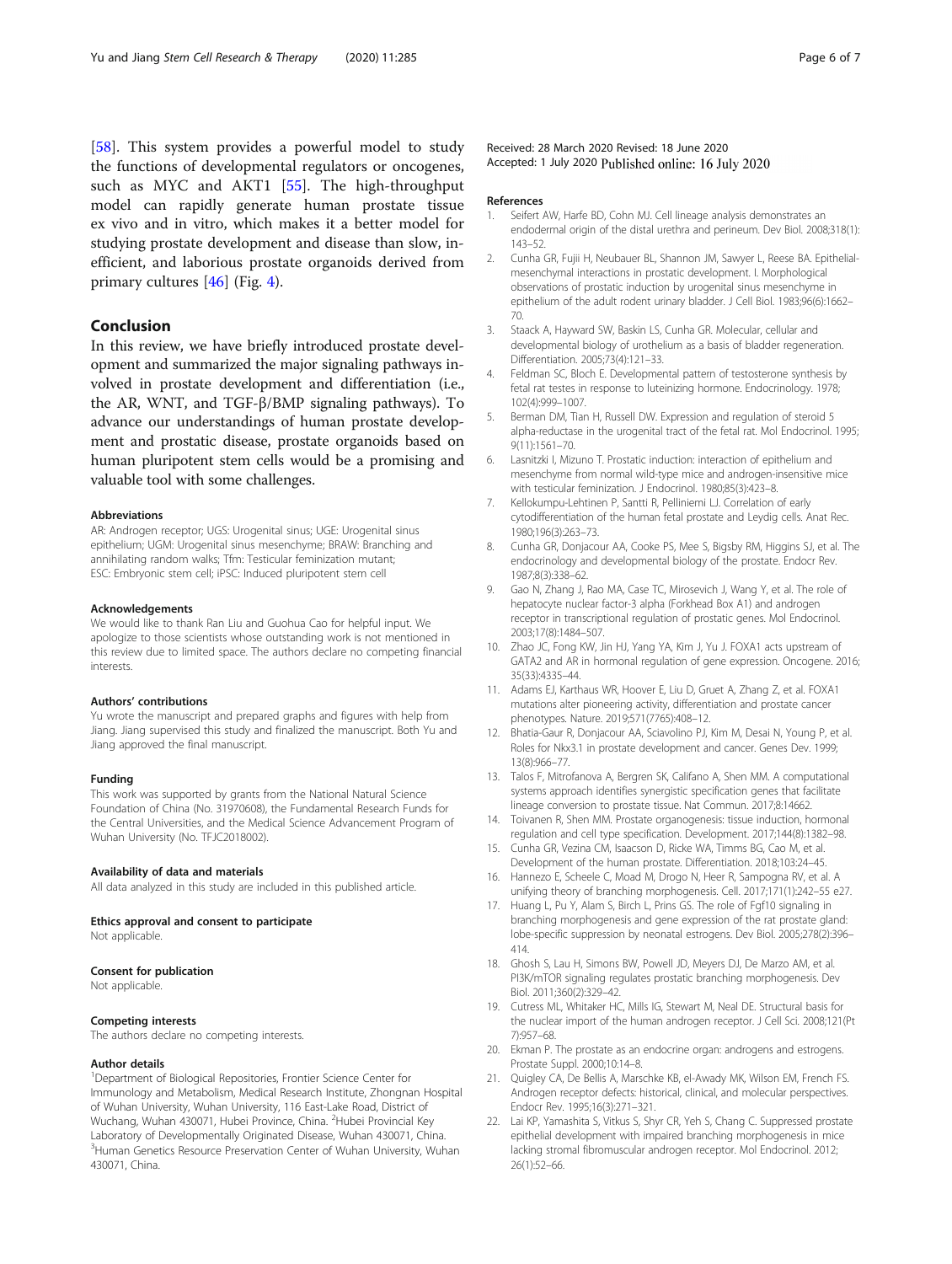[58]. This system provides a powerful model to study the functions of developmental regulators or oncogenes, such as MYC and AKT1 [55]. The high-throughput model can rapidly generate human prostate tissue ex vivo and in vitro, which makes it a better model for studying prostate development and disease than slow, inefficient, and laborious prostate organoids derived from primary cultures [46] (Fig. 4).

## Conclusion

In this review, we have briefly introduced prostate development and summarized the major signaling pathways involved in prostate development and differentiation (i.e., the AR, WNT, and TGF-β/BMP signaling pathways). To advance our understandings of human prostate development and prostatic disease, prostate organoids based on human pluripotent stem cells would be a promising and valuable tool with some challenges.

#### Abbreviations

AR: Androgen receptor; UGS: Urogenital sinus; UGE: Urogenital sinus epithelium; UGM: Urogenital sinus mesenchyme; BRAW: Branching and annihilating random walks; Tfm: Testicular feminization mutant; ESC: Embryonic stem cell; iPSC: Induced pluripotent stem cell

#### Acknowledgements

We would like to thank Ran Liu and Guohua Cao for helpful input. We apologize to those scientists whose outstanding work is not mentioned in this review due to limited space. The authors declare no competing financial interests.

#### Authors' contributions

Yu wrote the manuscript and prepared graphs and figures with help from Jiang. Jiang supervised this study and finalized the manuscript. Both Yu and Jiang approved the final manuscript.

#### Funding

This work was supported by grants from the National Natural Science Foundation of China (No. 31970608), the Fundamental Research Funds for the Central Universities, and the Medical Science Advancement Program of Wuhan University (No. TFJC2018002).

#### Availability of data and materials

All data analyzed in this study are included in this published article.

#### Ethics approval and consent to participate

Not applicable.

#### Consent for publication

Not applicable.

#### Competing interests

The authors declare no competing interests.

#### Author details

[1]Department of Biological Repositories, Frontier Science Center for Immunology and Metabolism, Medical Research Institute, Zhongnan Hospital of Wuhan University, Wuhan University, 116 East-Lake Road, District of Wuchang, Wuhan 430071, Hubei Province, China. [2]Hubei Provincial Key Laboratory of Developmentally Originated Disease, Wuhan 430071, China. [3]Human Genetics Resource Preservation Center of Wuhan University, Wuhan 430071, China.

Received: 28 March 2020 Revised: 18 June 2020
Accepted: 1 July 2020 Published online: 16 July 2020

#### References

1. Seifert AW, Harfe BD, Cohn MJ. Cell lineage analysis demonstrates an endodermal origin of the distal urethra and perineum. Dev Biol. 2008;318(1):143–52.
2. Cunha GR, Fujii H, Neubauer BL, Shannon JM, Sawyer L, Reese BA. Epithelial-mesenchymal interactions in prostatic development. I. Morphological observations of prostatic induction by urogenital sinus mesenchyme in epithelium of the adult rodent urinary bladder. J Cell Biol. 1983;96(6):1662–70.
3. Staack A, Hayward SW, Baskin LS, Cunha GR. Molecular, cellular and developmental biology of urothelium as a basis of bladder regeneration. Differentiation. 2005;73(4):121–33.
4. Feldman SC, Bloch E. Developmental pattern of testosterone synthesis by fetal rat testes in response to luteinizing hormone. Endocrinology. 1978;102(4):999–1007.
5. Berman DM, Tian H, Russell DW. Expression and regulation of steroid 5 alpha-reductase in the urogenital tract of the fetal rat. Mol Endocrinol. 1995;9(11):1561–70.
6. Lasnitzki I, Mizuno T. Prostatic induction: interaction of epithelium and mesenchyme from normal wild-type mice and androgen-insensitive mice with testicular feminization. J Endocrinol. 1980;85(3):423–8.
7. Kellokumpu-Lehtinen P, Santti R, Pelliniemi LJ. Correlation of early cytodifferentiation of the human fetal prostate and Leydig cells. Anat Rec. 1980;196(3):263–73.
8. Cunha GR, Donjacour AA, Cooke PS, Mee S, Bigsby RM, Higgins SJ, et al. The endocrinology and developmental biology of the prostate. Endocr Rev. 1987;8(3):338–62.
9. Gao N, Zhang J, Rao MA, Case TC, Mirosevich J, Wang Y, et al. The role of hepatocyte nuclear factor-3 alpha (Forkhead Box A1) and androgen receptor in transcriptional regulation of prostatic genes. Mol Endocrinol. 2003;17(8):1484–507.
10. Zhao JC, Fong KW, Jin HJ, Yang YA, Kim J, Yu J. FOXA1 acts upstream of GATA2 and AR in hormonal regulation of gene expression. Oncogene. 2016;35(33):4335–44.
11. Adams EJ, Karthaus WR, Hoover E, Liu D, Gruet A, Zhang Z, et al. FOXA1 mutations alter pioneering activity, differentiation and prostate cancer phenotypes. Nature. 2019;571(7765):408–12.
12. Bhatia-Gaur R, Donjacour AA, Sciavolino PJ, Kim M, Desai N, Young P, et al. Roles for Nkx3.1 in prostate development and cancer. Genes Dev. 1999;13(8):966–77.
13. Talos F, Mitrofanova A, Bergren SK, Califano A, Shen MM. A computational systems approach identifies synergistic specification genes that facilitate lineage conversion to prostate tissue. Nat Commun. 2017;8:14662.
14. Toivanen R, Shen MM. Prostate organogenesis: tissue induction, hormonal regulation and cell type specification. Development. 2017;144(8):1382–98.
15. Cunha GR, Vezina CM, Isaacson D, Ricke WA, Timms BG, Cao M, et al. Development of the human prostate. Differentiation. 2018;103:24–45.
16. Hannezo E, Scheele C, Moad M, Drogo N, Heer R, Sampogna RV, et al. A unifying theory of branching morphogenesis. Cell. 2017;171(1):242–55 e27.
17. Huang L, Pu Y, Alam S, Birch L, Prins GS. The role of Fgf10 signaling in branching morphogenesis and gene expression of the rat prostate gland: lobe-specific suppression by neonatal estrogens. Dev Biol. 2005;278(2):396–414.
18. Ghosh S, Lau H, Simons BW, Powell JD, Meyers DJ, De Marzo AM, et al. PI3K/mTOR signaling regulates prostatic branching morphogenesis. Dev Biol. 2011;360(2):329–42.
19. Cutress ML, Whitaker HC, Mills IG, Stewart M, Neal DE. Structural basis for the nuclear import of the human androgen receptor. J Cell Sci. 2008;121(Pt 7):957–68.
20. Ekman P. The prostate as an endocrine organ: androgens and estrogens. Prostate Suppl. 2000;10:14–8.
21. Quigley CA, De Bellis A, Marschke KB, el-Awady MK, Wilson EM, French FS. Androgen receptor defects: historical, clinical, and molecular perspectives. Endocr Rev. 1995;16(3):271–321.
22. Lai KP, Yamashita S, Vitkus S, Shyr CR, Yeh S, Chang C. Suppressed prostate epithelial development with impaired branching morphogenesis in mice lacking stromal fibromuscular androgen receptor. Mol Endocrinol. 2012;26(1):52–66.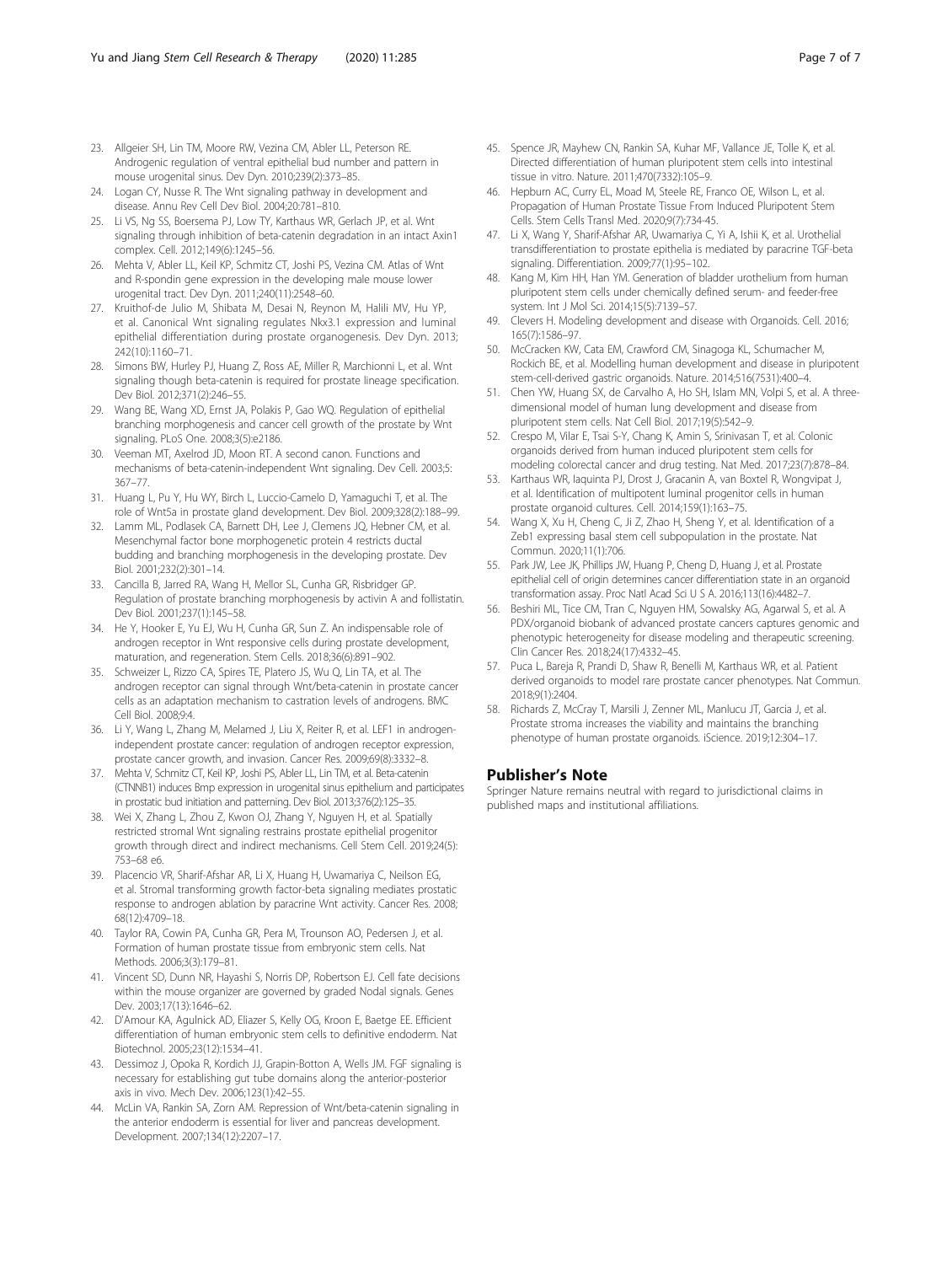23. Allgeier SH, Lin TM, Moore RW, Vezina CM, Abler LL, Peterson RE. Androgenic regulation of ventral epithelial bud number and pattern in mouse urogenital sinus. Dev Dyn. 2010;239(2):373–85.
24. Logan CY, Nusse R. The Wnt signaling pathway in development and disease. Annu Rev Cell Dev Biol. 2004;20:781–810.
25. Li VS, Ng SS, Boersema PJ, Low TY, Karthaus WR, Gerlach JP, et al. Wnt signaling through inhibition of beta-catenin degradation in an intact Axin1 complex. Cell. 2012;149(6):1245–56.
26. Mehta V, Abler LL, Keil KP, Schmitz CT, Joshi PS, Vezina CM. Atlas of Wnt and R-spondin gene expression in the developing male mouse lower urogenital tract. Dev Dyn. 2011;240(11):2548–60.
27. Kruithof-de Julio M, Shibata M, Desai N, Reynon M, Halili MV, Hu YP, et al. Canonical Wnt signaling regulates Nkx3.1 expression and luminal epithelial differentiation during prostate organogenesis. Dev Dyn. 2013; 242(10):1160–71.
28. Simons BW, Hurley PJ, Huang Z, Ross AE, Miller R, Marchionni L, et al. Wnt signaling though beta-catenin is required for prostate lineage specification. Dev Biol. 2012;371(2):246–55.
29. Wang BE, Wang XD, Ernst JA, Polakis P, Gao WQ. Regulation of epithelial branching morphogenesis and cancer cell growth of the prostate by Wnt signaling. PLoS One. 2008;3(5):e2186.
30. Veeman MT, Axelrod JD, Moon RT. A second canon. Functions and mechanisms of beta-catenin-independent Wnt signaling. Dev Cell. 2003;5: 367–77.
31. Huang L, Pu Y, Hu WY, Birch L, Luccio-Camelo D, Yamaguchi T, et al. The role of Wnt5a in prostate gland development. Dev Biol. 2009;328(2):188–99.
32. Lamm ML, Podlasek CA, Barnett DH, Lee J, Clemens JQ, Hebner CM, et al. Mesenchymal factor bone morphogenetic protein 4 restricts ductal budding and branching morphogenesis in the developing prostate. Dev Biol. 2001;232(2):301–14.
33. Cancilla B, Jarred RA, Wang H, Mellor SL, Cunha GR, Risbridger GP. Regulation of prostate branching morphogenesis by activin A and follistatin. Dev Biol. 2001;237(1):145–58.
34. He Y, Hooker E, Yu EJ, Wu H, Cunha GR, Sun Z. An indispensable role of androgen receptor in Wnt responsive cells during prostate development, maturation, and regeneration. Stem Cells. 2018;36(6):891–902.
35. Schweizer L, Rizzo CA, Spires TE, Platero JS, Wu Q, Lin TA, et al. The androgen receptor can signal through Wnt/beta-catenin in prostate cancer cells as an adaptation mechanism to castration levels of androgens. BMC Cell Biol. 2008;9:4.
36. Li Y, Wang L, Zhang M, Melamed J, Liu X, Reiter R, et al. LEF1 in androgen-independent prostate cancer: regulation of androgen receptor expression, prostate cancer growth, and invasion. Cancer Res. 2009;69(8):3332–8.
37. Mehta V, Schmitz CT, Keil KP, Joshi PS, Abler LL, Lin TM, et al. Beta-catenin (CTNNB1) induces Bmp expression in urogenital sinus epithelium and participates in prostatic bud initiation and patterning. Dev Biol. 2013;376(2):125–35.
38. Wei X, Zhang L, Zhou Z, Kwon OJ, Zhang Y, Nguyen H, et al. Spatially restricted stromal Wnt signaling restrains prostate epithelial progenitor growth through direct and indirect mechanisms. Cell Stem Cell. 2019;24(5): 753–68 e6.
39. Placencio VR, Sharif-Afshar AR, Li X, Huang H, Uwamariya C, Neilson EG, et al. Stromal transforming growth factor-beta signaling mediates prostatic response to androgen ablation by paracrine Wnt activity. Cancer Res. 2008; 68(12):4709–18.
40. Taylor RA, Cowin PA, Cunha GR, Pera M, Trounson AO, Pedersen J, et al. Formation of human prostate tissue from embryonic stem cells. Nat Methods. 2006;3(3):179–81.
41. Vincent SD, Dunn NR, Hayashi S, Norris DP, Robertson EJ. Cell fate decisions within the mouse organizer are governed by graded Nodal signals. Genes Dev. 2003;17(13):1646–62.
42. D'Amour KA, Agulnick AD, Eliazer S, Kelly OG, Kroon E, Baetge EE. Efficient differentiation of human embryonic stem cells to definitive endoderm. Nat Biotechnol. 2005;23(12):1534–41.
43. Dessimoz J, Opoka R, Kordich JJ, Grapin-Botton A, Wells JM. FGF signaling is necessary for establishing gut tube domains along the anterior-posterior axis in vivo. Mech Dev. 2006;123(1):42–55.
44. McLin VA, Rankin SA, Zorn AM. Repression of Wnt/beta-catenin signaling in the anterior endoderm is essential for liver and pancreas development. Development. 2007;134(12):2207–17.
45. Spence JR, Mayhew CN, Rankin SA, Kuhar MF, Vallance JE, Tolle K, et al. Directed differentiation of human pluripotent stem cells into intestinal tissue in vitro. Nature. 2011;470(7332):105–9.
46. Hepburn AC, Curry EL, Moad M, Steele RE, Franco OE, Wilson L, et al. Propagation of Human Prostate Tissue From Induced Pluripotent Stem Cells. Stem Cells Transl Med. 2020;9(7):734-45.
47. Li X, Wang Y, Sharif-Afshar AR, Uwamariya C, Yi A, Ishii K, et al. Urothelial transdifferentiation to prostate epithelia is mediated by paracrine TGF-beta signaling. Differentiation. 2009;77(1):95–102.
48. Kang M, Kim HH, Han YM. Generation of bladder urothelium from human pluripotent stem cells under chemically defined serum- and feeder-free system. Int J Mol Sci. 2014;15(5):7139–57.
49. Clevers H. Modeling development and disease with Organoids. Cell. 2016; 165(7):1586–97.
50. McCracken KW, Cata EM, Crawford CM, Sinagoga KL, Schumacher M, Rockich BE, et al. Modelling human development and disease in pluripotent stem-cell-derived gastric organoids. Nature. 2014;516(7531):400–4.
51. Chen YW, Huang SX, de Carvalho A, Ho SH, Islam MN, Volpi S, et al. A three-dimensional model of human lung development and disease from pluripotent stem cells. Nat Cell Biol. 2017;19(5):542–9.
52. Crespo M, Vilar E, Tsai S-Y, Chang K, Amin S, Srinivasan T, et al. Colonic organoids derived from human induced pluripotent stem cells for modeling colorectal cancer and drug testing. Nat Med. 2017;23(7):878–84.
53. Karthaus WR, Iaquinta PJ, Drost J, Gracanin A, van Boxtel R, Wongvipat J, et al. Identification of multipotent luminal progenitor cells in human prostate organoid cultures. Cell. 2014;159(1):163–75.
54. Wang X, Xu H, Cheng C, Ji Z, Zhao H, Sheng Y, et al. Identification of a Zeb1 expressing basal stem cell subpopulation in the prostate. Nat Commun. 2020;11(1):706.
55. Park JW, Lee JK, Phillips JW, Huang P, Cheng D, Huang J, et al. Prostate epithelial cell of origin determines cancer differentiation state in an organoid transformation assay. Proc Natl Acad Sci U S A. 2016;113(16):4482–7.
56. Beshiri ML, Tice CM, Tran C, Nguyen HM, Sowalsky AG, Agarwal S, et al. A PDX/organoid biobank of advanced prostate cancers captures genomic and phenotypic heterogeneity for disease modeling and therapeutic screening. Clin Cancer Res. 2018;24(17):4332–45.
57. Puca L, Bareja R, Prandi D, Shaw R, Benelli M, Karthaus WR, et al. Patient derived organoids to model rare prostate cancer phenotypes. Nat Commun. 2018;9(1):2404.
58. Richards Z, McCray T, Marsili J, Zenner ML, Manlucu JT, Garcia J, et al. Prostate stroma increases the viability and maintains the branching phenotype of human prostate organoids. iScience. 2019;12:304–17.

## Publisher's Note

Springer Nature remains neutral with regard to jurisdictional claims in published maps and institutional affiliations.